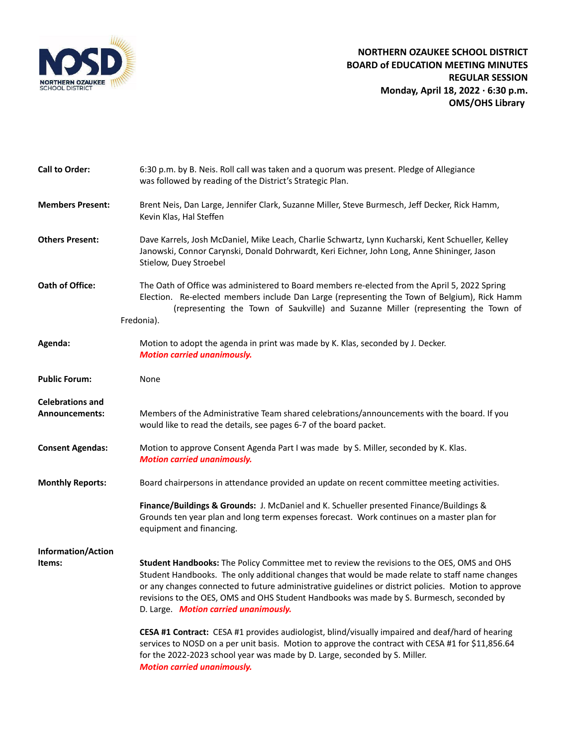**NORTHERN OZAUKEE SCHOOL DISTRICT**
**BOARD of EDUCATION MEETING MINUTES**
**REGULAR SESSION**
**Monday, April 18, 2022 · 6:30 p.m.**
**OMS/OHS Library**

**Call to Order:** 6:30 p.m. by B. Neis. Roll call was taken and a quorum was present. Pledge of Allegiance was followed by reading of the District's Strategic Plan.

**Members Present:** Brent Neis, Dan Large, Jennifer Clark, Suzanne Miller, Steve Burmesch, Jeff Decker, Rick Hamm, Kevin Klas, Hal Steffen

**Others Present:** Dave Karrels, Josh McDaniel, Mike Leach, Charlie Schwartz, Lynn Kucharski, Kent Schueller, Kelley Janowski, Connor Carynski, Donald Dohrwardt, Keri Eichner, John Long, Anne Shininger, Jason Stielow, Duey Stroebel

**Oath of Office:** The Oath of Office was administered to Board members re-elected from the April 5, 2022 Spring Election. Re-elected members include Dan Large (representing the Town of Belgium), Rick Hamm (representing the Town of Saukville) and Suzanne Miller (representing the Town of Fredonia).

**Agenda:** Motion to adopt the agenda in print was made by K. Klas, seconded by J. Decker. ***Motion carried unanimously.***

**Public Forum:** None

**Celebrations and Announcements:** Members of the Administrative Team shared celebrations/announcements with the board. If you would like to read the details, see pages 6-7 of the board packet.

**Consent Agendas:** Motion to approve Consent Agenda Part I was made by S. Miller, seconded by K. Klas. ***Motion carried unanimously.***

**Monthly Reports:** Board chairpersons in attendance provided an update on recent committee meeting activities.

**Finance/Buildings & Grounds:** J. McDaniel and K. Schueller presented Finance/Buildings & Grounds ten year plan and long term expenses forecast. Work continues on a master plan for equipment and financing.

**Information/Action Items:**

**Student Handbooks:** The Policy Committee met to review the revisions to the OES, OMS and OHS Student Handbooks. The only additional changes that would be made relate to staff name changes or any changes connected to future administrative guidelines or district policies. Motion to approve revisions to the OES, OMS and OHS Student Handbooks was made by S. Burmesch, seconded by D. Large. ***Motion carried unanimously.***

**CESA #1 Contract:** CESA #1 provides audiologist, blind/visually impaired and deaf/hard of hearing services to NOSD on a per unit basis. Motion to approve the contract with CESA #1 for $11,856.64 for the 2022-2023 school year was made by D. Large, seconded by S. Miller. ***Motion carried unanimously.***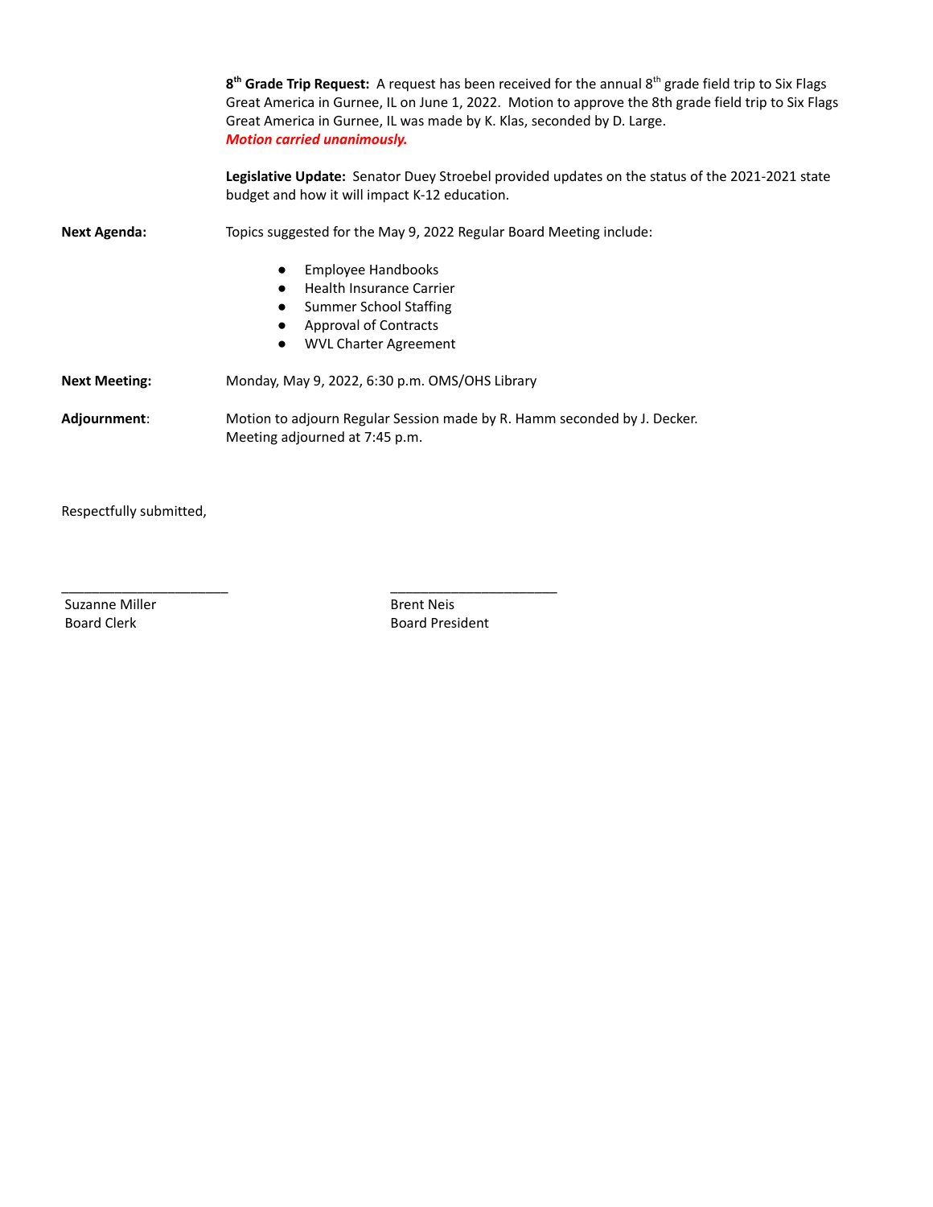**8th Grade Trip Request:** A request has been received for the annual 8th grade field trip to Six Flags Great America in Gurnee, IL on June 1, 2022. Motion to approve the 8th grade field trip to Six Flags Great America in Gurnee, IL was made by K. Klas, seconded by D. Large.
***Motion carried unanimously.***

**Legislative Update:** Senator Duey Stroebel provided updates on the status of the 2021-2021 state budget and how it will impact K-12 education.

**Next Agenda:** Topics suggested for the May 9, 2022 Regular Board Meeting include:

- Employee Handbooks
- Health Insurance Carrier
- Summer School Staffing
- Approval of Contracts
- WVL Charter Agreement

**Next Meeting:** Monday, May 9, 2022, 6:30 p.m. OMS/OHS Library

**Adjournment**: Motion to adjourn Regular Session made by R. Hamm seconded by J. Decker. Meeting adjourned at 7:45 p.m.

Respectfully submitted,

______________________
Suzanne Miller
Board Clerk

______________________
Brent Neis
Board President